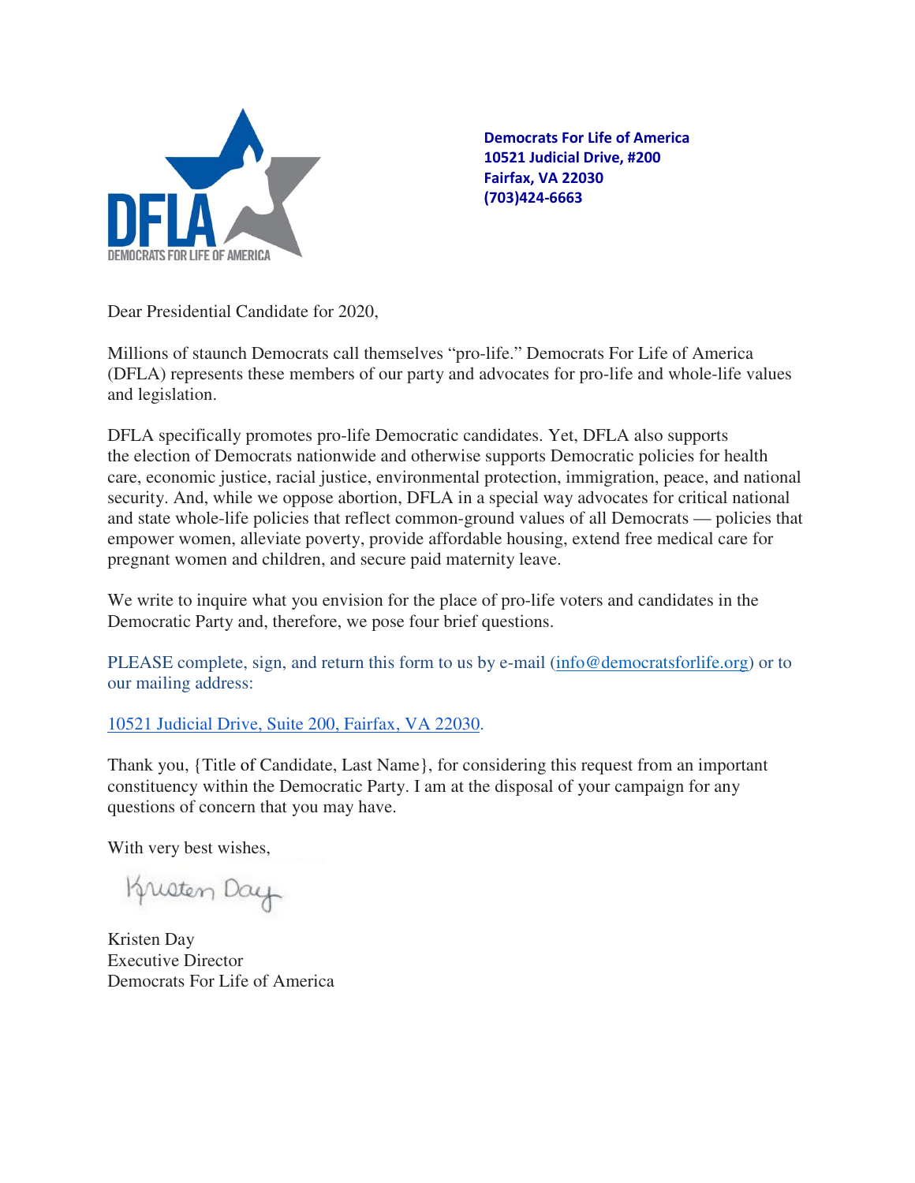DFLA
DEMOCRATS FOR LIFE OF AMERICA

**Democrats For Life of America**
**10521 Judicial Drive, #200**
**Fairfax, VA 22030**
**(703)424-6663**

Dear Presidential Candidate for 2020,

Millions of staunch Democrats call themselves "pro-life." Democrats For Life of America (DFLA) represents these members of our party and advocates for pro-life and whole-life values and legislation.

DFLA specifically promotes pro-life Democratic candidates. Yet, DFLA also supports the election of Democrats nationwide and otherwise supports Democratic policies for health care, economic justice, racial justice, environmental protection, immigration, peace, and national security. And, while we oppose abortion, DFLA in a special way advocates for critical national and state whole-life policies that reflect common-ground values of all Democrats — policies that empower women, alleviate poverty, provide affordable housing, extend free medical care for pregnant women and children, and secure paid maternity leave.

We write to inquire what you envision for the place of pro-life voters and candidates in the Democratic Party and, therefore, we pose four brief questions.

PLEASE complete, sign, and return this form to us by e-mail (info@democratsforlife.org) or to our mailing address:

10521 Judicial Drive, Suite 200, Fairfax, VA 22030.

Thank you, {Title of Candidate, Last Name}, for considering this request from an important constituency within the Democratic Party. I am at the disposal of your campaign for any questions of concern that you may have.

With very best wishes,

Kristen Day

Kristen Day
Executive Director
Democrats For Life of America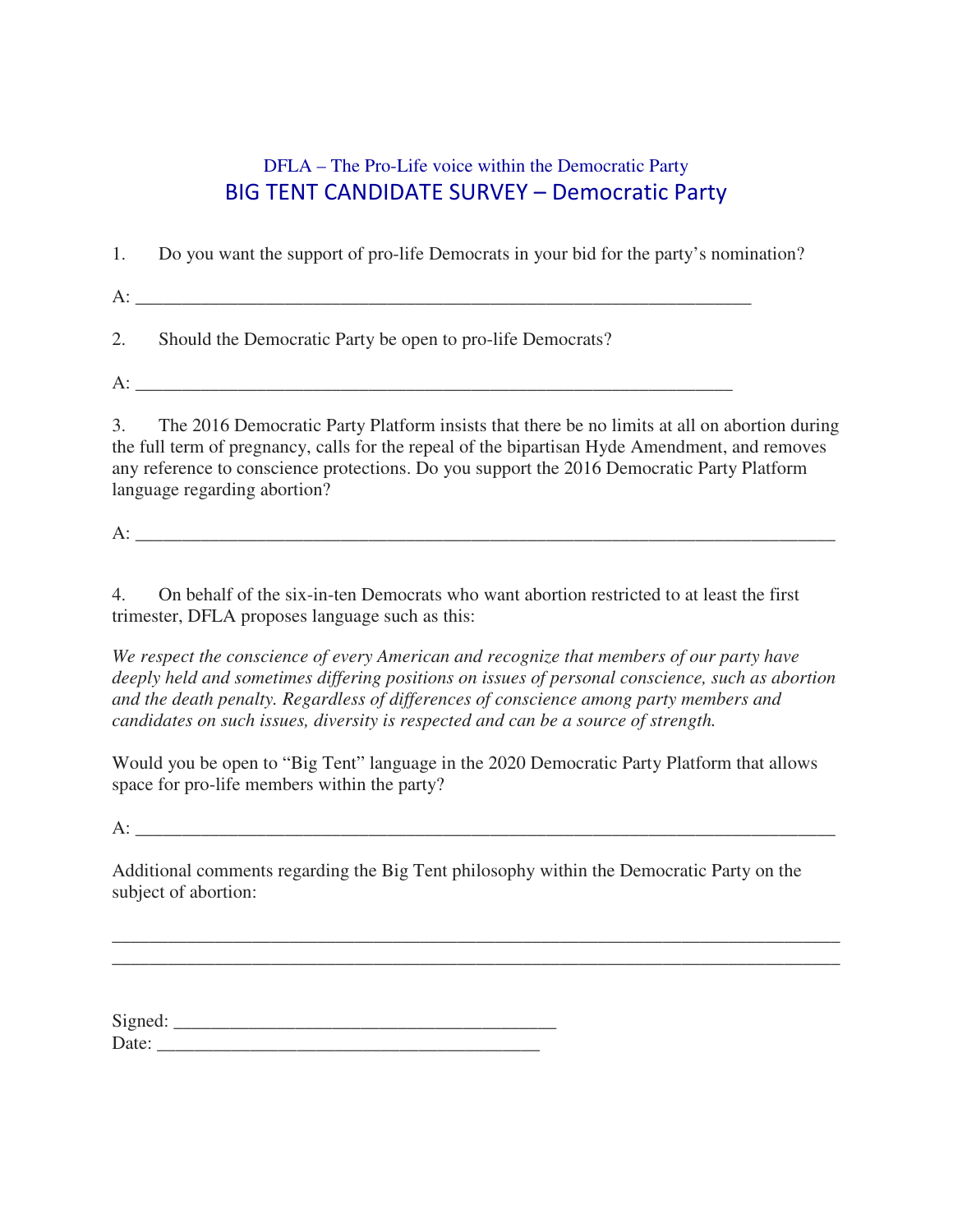DFLA – The Pro-Life voice within the Democratic Party

# BIG TENT CANDIDATE SURVEY – Democratic Party

1. Do you want the support of pro-life Democrats in your bid for the party's nomination?

A: ______________________________________________________________________

2. Should the Democratic Party be open to pro-life Democrats?

A: ____________________________________________________________________

3. The 2016 Democratic Party Platform insists that there be no limits at all on abortion during the full term of pregnancy, calls for the repeal of the bipartisan Hyde Amendment, and removes any reference to conscience protections. Do you support the 2016 Democratic Party Platform language regarding abortion?

A: ________________________________________________________________________________

4. On behalf of the six-in-ten Democrats who want abortion restricted to at least the first trimester, DFLA proposes language such as this:

*We respect the conscience of every American and recognize that members of our party have deeply held and sometimes differing positions on issues of personal conscience, such as abortion and the death penalty. Regardless of differences of conscience among party members and candidates on such issues, diversity is respected and can be a source of strength.*

Would you be open to "Big Tent" language in the 2020 Democratic Party Platform that allows space for pro-life members within the party?

A: ________________________________________________________________________________

Additional comments regarding the Big Tent philosophy within the Democratic Party on the subject of abortion:

___________________________________________________________________________________
___________________________________________________________________________________

Signed: __________________________________________

Date: ___________________________________________